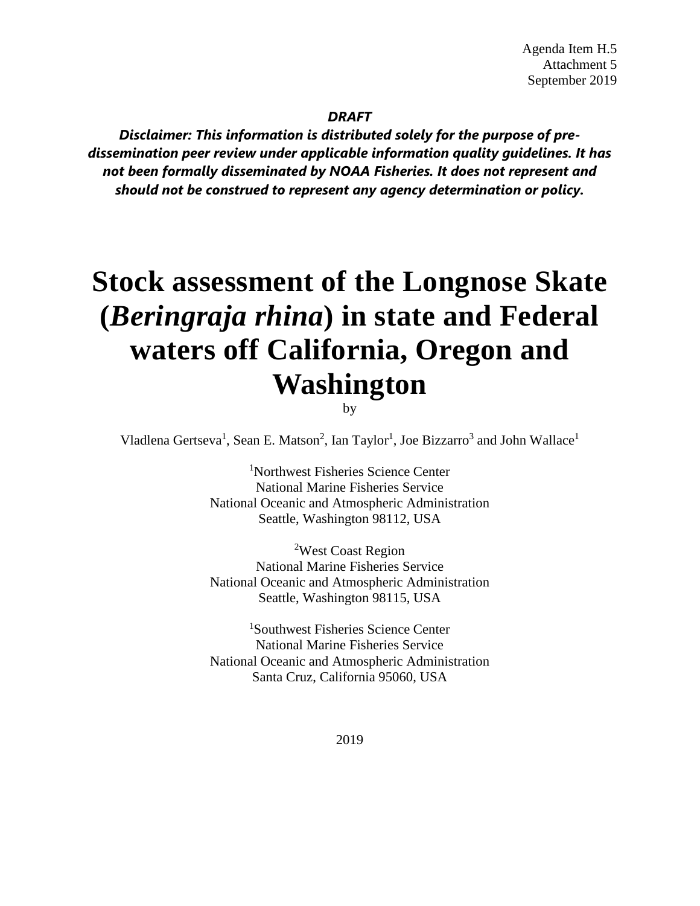Agenda Item H.5
Attachment 5
September 2019

***DRAFT***

***Disclaimer: This information is distributed solely for the purpose of pre-dissemination peer review under applicable information quality guidelines. It has not been formally disseminated by NOAA Fisheries. It does not represent and should not be construed to represent any agency determination or policy.***

# Stock assessment of the Longnose Skate (*Beringraja rhina*) in state and Federal waters off California, Oregon and Washington

by

Vladlena Gertseva[1], Sean E. Matson[2], Ian Taylor[1], Joe Bizzarro[3] and John Wallace[1]

[1]Northwest Fisheries Science Center
National Marine Fisheries Service
National Oceanic and Atmospheric Administration
Seattle, Washington 98112, USA

[2]West Coast Region
National Marine Fisheries Service
National Oceanic and Atmospheric Administration
Seattle, Washington 98115, USA

[1]Southwest Fisheries Science Center
National Marine Fisheries Service
National Oceanic and Atmospheric Administration
Santa Cruz, California 95060, USA

2019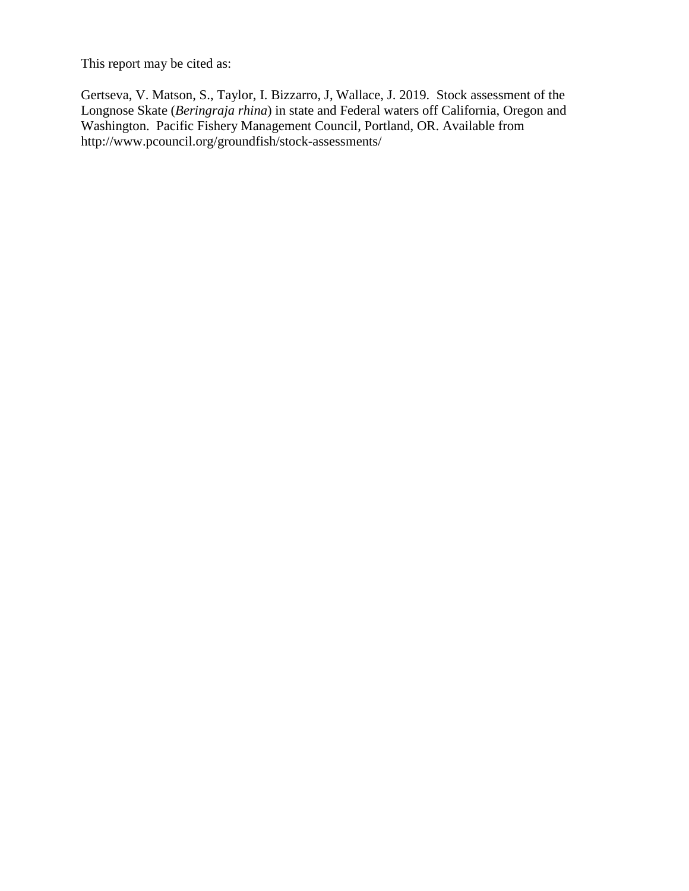This report may be cited as:

Gertseva, V. Matson, S., Taylor, I. Bizzarro, J, Wallace, J. 2019. Stock assessment of the Longnose Skate (*Beringraja rhina*) in state and Federal waters off California, Oregon and Washington. Pacific Fishery Management Council, Portland, OR. Available from http://www.pcouncil.org/groundfish/stock-assessments/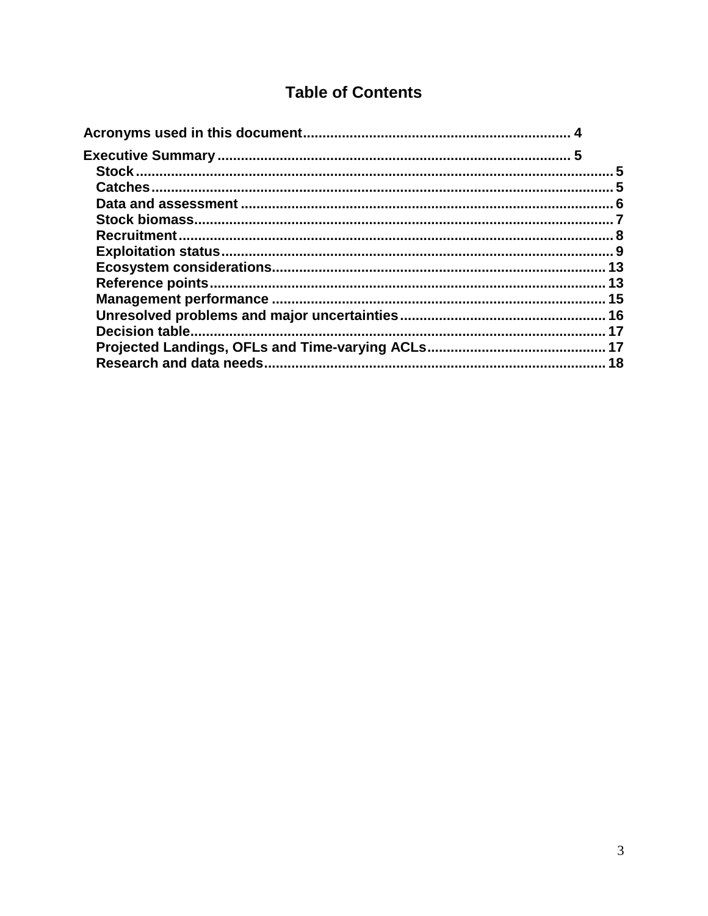# Table of Contents

**Acronyms used in this document** .................................................................... 4

**Executive Summary** ........................................................................................ 5

- **Stock** ........................................................................................................ 5
- **Catches** .................................................................................................... 5
- **Data and assessment** ............................................................................... 6
- **Stock biomass** .......................................................................................... 7
- **Recruitment** ............................................................................................. 8
- **Exploitation status** ................................................................................... 9
- **Ecosystem considerations** ...................................................................... 13
- **Reference points** .................................................................................... 13
- **Management performance** ...................................................................... 15
- **Unresolved problems and major uncertainties** ....................................... 16
- **Decision table** ......................................................................................... 17
- **Projected Landings, OFLs and Time-varying ACLs** ................................. 17
- **Research and data needs** ....................................................................... 18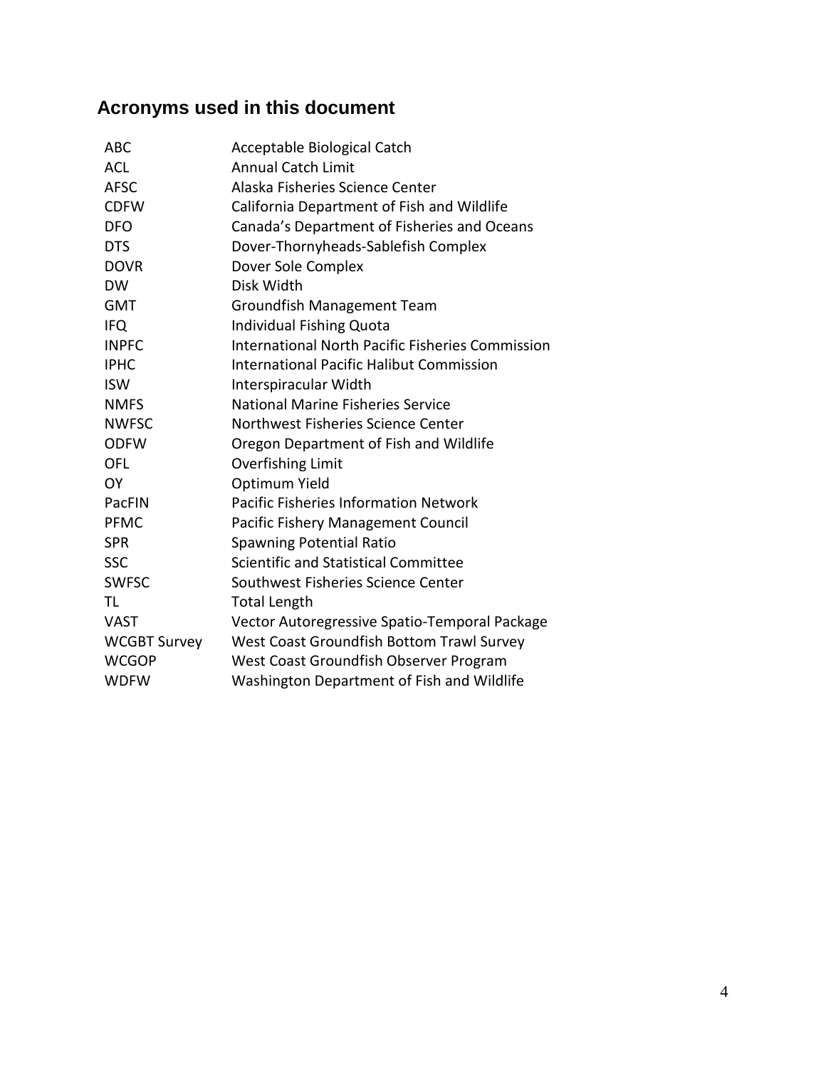## Acronyms used in this document

| | |
|---|---|
| ABC | Acceptable Biological Catch |
| ACL | Annual Catch Limit |
| AFSC | Alaska Fisheries Science Center |
| CDFW | California Department of Fish and Wildlife |
| DFO | Canada's Department of Fisheries and Oceans |
| DTS | Dover-Thornyheads-Sablefish Complex |
| DOVR | Dover Sole Complex |
| DW | Disk Width |
| GMT | Groundfish Management Team |
| IFQ | Individual Fishing Quota |
| INPFC | International North Pacific Fisheries Commission |
| IPHC | International Pacific Halibut Commission |
| ISW | Interspiracular Width |
| NMFS | National Marine Fisheries Service |
| NWFSC | Northwest Fisheries Science Center |
| ODFW | Oregon Department of Fish and Wildlife |
| OFL | Overfishing Limit |
| OY | Optimum Yield |
| PacFIN | Pacific Fisheries Information Network |
| PFMC | Pacific Fishery Management Council |
| SPR | Spawning Potential Ratio |
| SSC | Scientific and Statistical Committee |
| SWFSC | Southwest Fisheries Science Center |
| TL | Total Length |
| VAST | Vector Autoregressive Spatio-Temporal Package |
| WCGBT Survey | West Coast Groundfish Bottom Trawl Survey |
| WCGOP | West Coast Groundfish Observer Program |
| WDFW | Washington Department of Fish and Wildlife |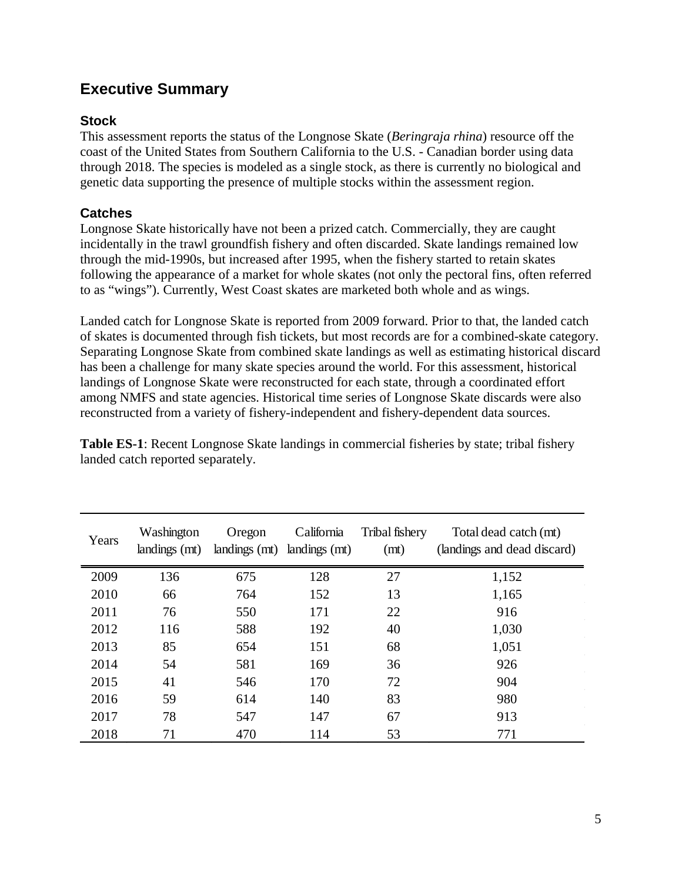# Executive Summary

## Stock

This assessment reports the status of the Longnose Skate (*Beringraja rhina*) resource off the coast of the United States from Southern California to the U.S. - Canadian border using data through 2018. The species is modeled as a single stock, as there is currently no biological and genetic data supporting the presence of multiple stocks within the assessment region.

## Catches

Longnose Skate historically have not been a prized catch. Commercially, they are caught incidentally in the trawl groundfish fishery and often discarded. Skate landings remained low through the mid-1990s, but increased after 1995, when the fishery started to retain skates following the appearance of a market for whole skates (not only the pectoral fins, often referred to as "wings"). Currently, West Coast skates are marketed both whole and as wings.

Landed catch for Longnose Skate is reported from 2009 forward. Prior to that, the landed catch of skates is documented through fish tickets, but most records are for a combined-skate category. Separating Longnose Skate from combined skate landings as well as estimating historical discard has been a challenge for many skate species around the world. For this assessment, historical landings of Longnose Skate were reconstructed for each state, through a coordinated effort among NMFS and state agencies. Historical time series of Longnose Skate discards were also reconstructed from a variety of fishery-independent and fishery-dependent data sources.

**Table ES-1**: Recent Longnose Skate landings in commercial fisheries by state; tribal fishery landed catch reported separately.

| Years | Washington landings (mt) | Oregon landings (mt) | California landings (mt) | Tribal fishery (mt) | Total dead catch (mt) (landings and dead discard) |
|---|---|---|---|---|---|
| 2009 | 136 | 675 | 128 | 27 | 1,152 |
| 2010 | 66 | 764 | 152 | 13 | 1,165 |
| 2011 | 76 | 550 | 171 | 22 | 916 |
| 2012 | 116 | 588 | 192 | 40 | 1,030 |
| 2013 | 85 | 654 | 151 | 68 | 1,051 |
| 2014 | 54 | 581 | 169 | 36 | 926 |
| 2015 | 41 | 546 | 170 | 72 | 904 |
| 2016 | 59 | 614 | 140 | 83 | 980 |
| 2017 | 78 | 547 | 147 | 67 | 913 |
| 2018 | 71 | 470 | 114 | 53 | 771 |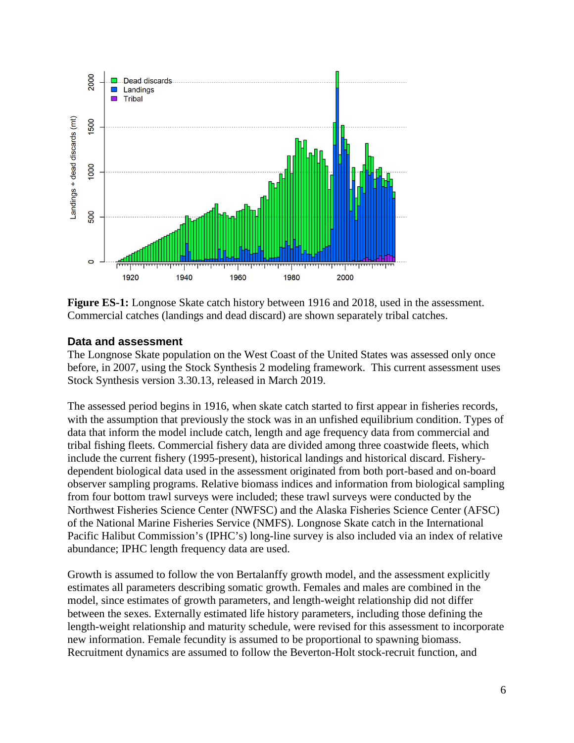**Figure ES-1:** Longnose Skate catch history between 1916 and 2018, used in the assessment. Commercial catches (landings and dead discard) are shown separately tribal catches.

### Data and assessment

The Longnose Skate population on the West Coast of the United States was assessed only once before, in 2007, using the Stock Synthesis 2 modeling framework. This current assessment uses Stock Synthesis version 3.30.13, released in March 2019.

The assessed period begins in 1916, when skate catch started to first appear in fisheries records, with the assumption that previously the stock was in an unfished equilibrium condition. Types of data that inform the model include catch, length and age frequency data from commercial and tribal fishing fleets. Commercial fishery data are divided among three coastwide fleets, which include the current fishery (1995-present), historical landings and historical discard. Fishery-dependent biological data used in the assessment originated from both port-based and on-board observer sampling programs. Relative biomass indices and information from biological sampling from four bottom trawl surveys were included; these trawl surveys were conducted by the Northwest Fisheries Science Center (NWFSC) and the Alaska Fisheries Science Center (AFSC) of the National Marine Fisheries Service (NMFS). Longnose Skate catch in the International Pacific Halibut Commission's (IPHC's) long-line survey is also included via an index of relative abundance; IPHC length frequency data are used.

Growth is assumed to follow the von Bertalanffy growth model, and the assessment explicitly estimates all parameters describing somatic growth. Females and males are combined in the model, since estimates of growth parameters, and length-weight relationship did not differ between the sexes. Externally estimated life history parameters, including those defining the length-weight relationship and maturity schedule, were revised for this assessment to incorporate new information. Female fecundity is assumed to be proportional to spawning biomass. Recruitment dynamics are assumed to follow the Beverton-Holt stock-recruit function, and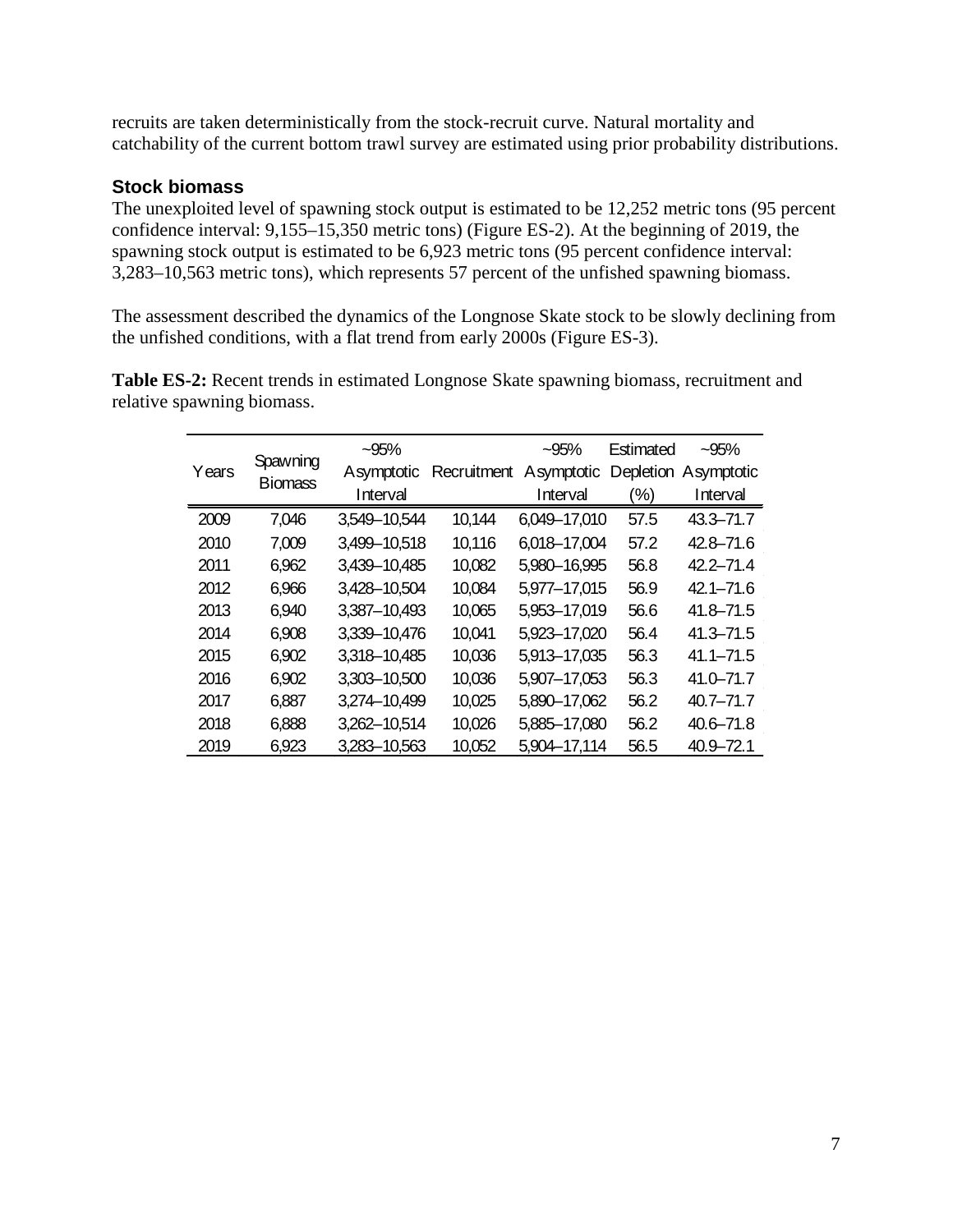recruits are taken deterministically from the stock-recruit curve. Natural mortality and catchability of the current bottom trawl survey are estimated using prior probability distributions.

### Stock biomass

The unexploited level of spawning stock output is estimated to be 12,252 metric tons (95 percent confidence interval: 9,155–15,350 metric tons) (Figure ES-2). At the beginning of 2019, the spawning stock output is estimated to be 6,923 metric tons (95 percent confidence interval: 3,283–10,563 metric tons), which represents 57 percent of the unfished spawning biomass.

The assessment described the dynamics of the Longnose Skate stock to be slowly declining from the unfished conditions, with a flat trend from early 2000s (Figure ES-3).

**Table ES-2:** Recent trends in estimated Longnose Skate spawning biomass, recruitment and relative spawning biomass.

| Years | Spawning Biomass | ~95% Asymptotic Interval | Recruitment | ~95% Asymptotic Interval | Estimated Depletion (%) | ~95% Asymptotic Interval |
|---|---|---|---|---|---|---|
| 2009 | 7,046 | 3,549–10,544 | 10,144 | 6,049–17,010 | 57.5 | 43.3–71.7 |
| 2010 | 7,009 | 3,499–10,518 | 10,116 | 6,018–17,004 | 57.2 | 42.8–71.6 |
| 2011 | 6,962 | 3,439–10,485 | 10,082 | 5,980–16,995 | 56.8 | 42.2–71.4 |
| 2012 | 6,966 | 3,428–10,504 | 10,084 | 5,977–17,015 | 56.9 | 42.1–71.6 |
| 2013 | 6,940 | 3,387–10,493 | 10,065 | 5,953–17,019 | 56.6 | 41.8–71.5 |
| 2014 | 6,908 | 3,339–10,476 | 10,041 | 5,923–17,020 | 56.4 | 41.3–71.5 |
| 2015 | 6,902 | 3,318–10,485 | 10,036 | 5,913–17,035 | 56.3 | 41.1–71.5 |
| 2016 | 6,902 | 3,303–10,500 | 10,036 | 5,907–17,053 | 56.3 | 41.0–71.7 |
| 2017 | 6,887 | 3,274–10,499 | 10,025 | 5,890–17,062 | 56.2 | 40.7–71.7 |
| 2018 | 6,888 | 3,262–10,514 | 10,026 | 5,885–17,080 | 56.2 | 40.6–71.8 |
| 2019 | 6,923 | 3,283–10,563 | 10,052 | 5,904–17,114 | 56.5 | 40.9–72.1 |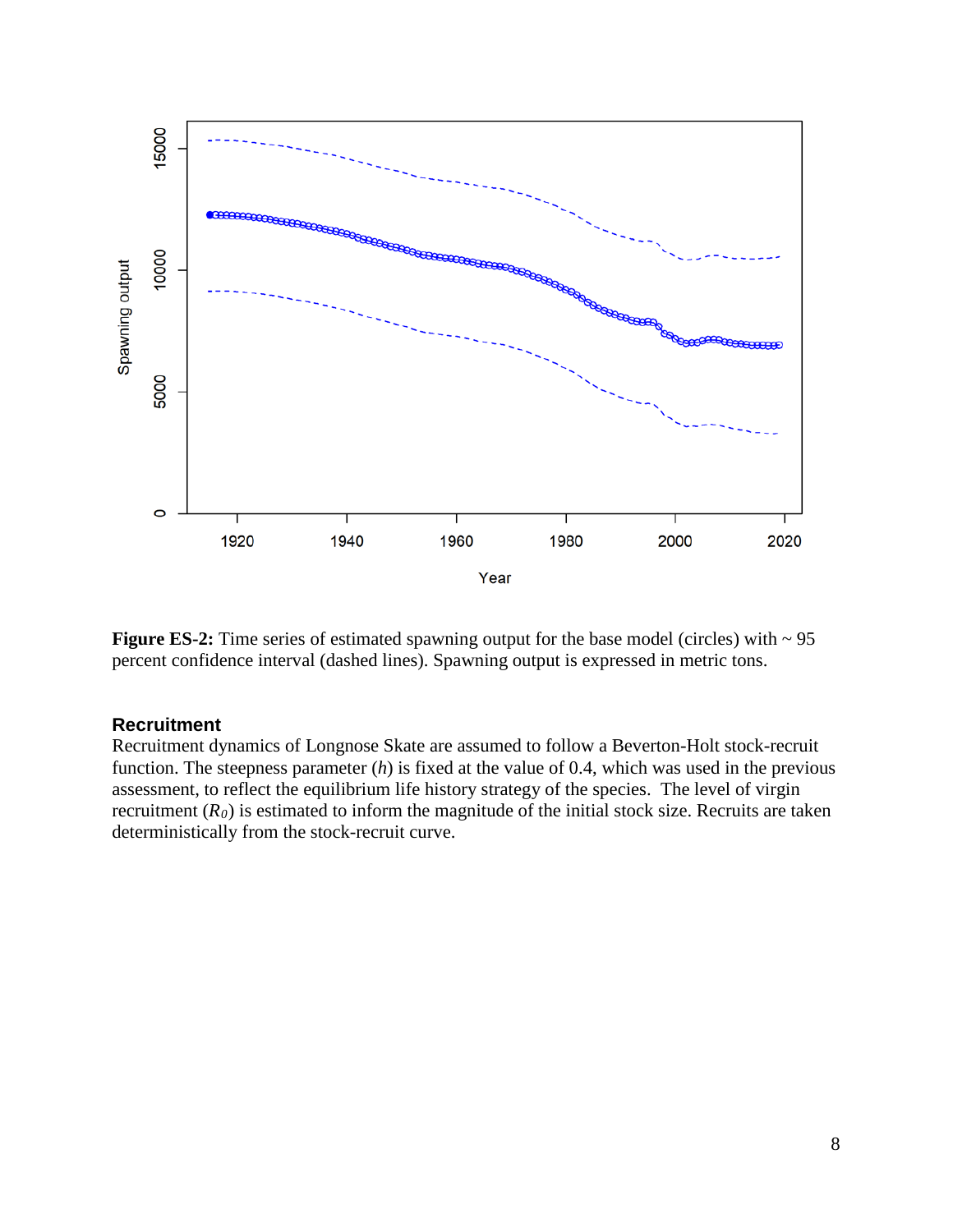**Figure ES-2:** Time series of estimated spawning output for the base model (circles) with ~ 95 percent confidence interval (dashed lines). Spawning output is expressed in metric tons.

### Recruitment

Recruitment dynamics of Longnose Skate are assumed to follow a Beverton-Holt stock-recruit function. The steepness parameter (*h*) is fixed at the value of 0.4, which was used in the previous assessment, to reflect the equilibrium life history strategy of the species. The level of virgin recruitment ($R_0$) is estimated to inform the magnitude of the initial stock size. Recruits are taken deterministically from the stock-recruit curve.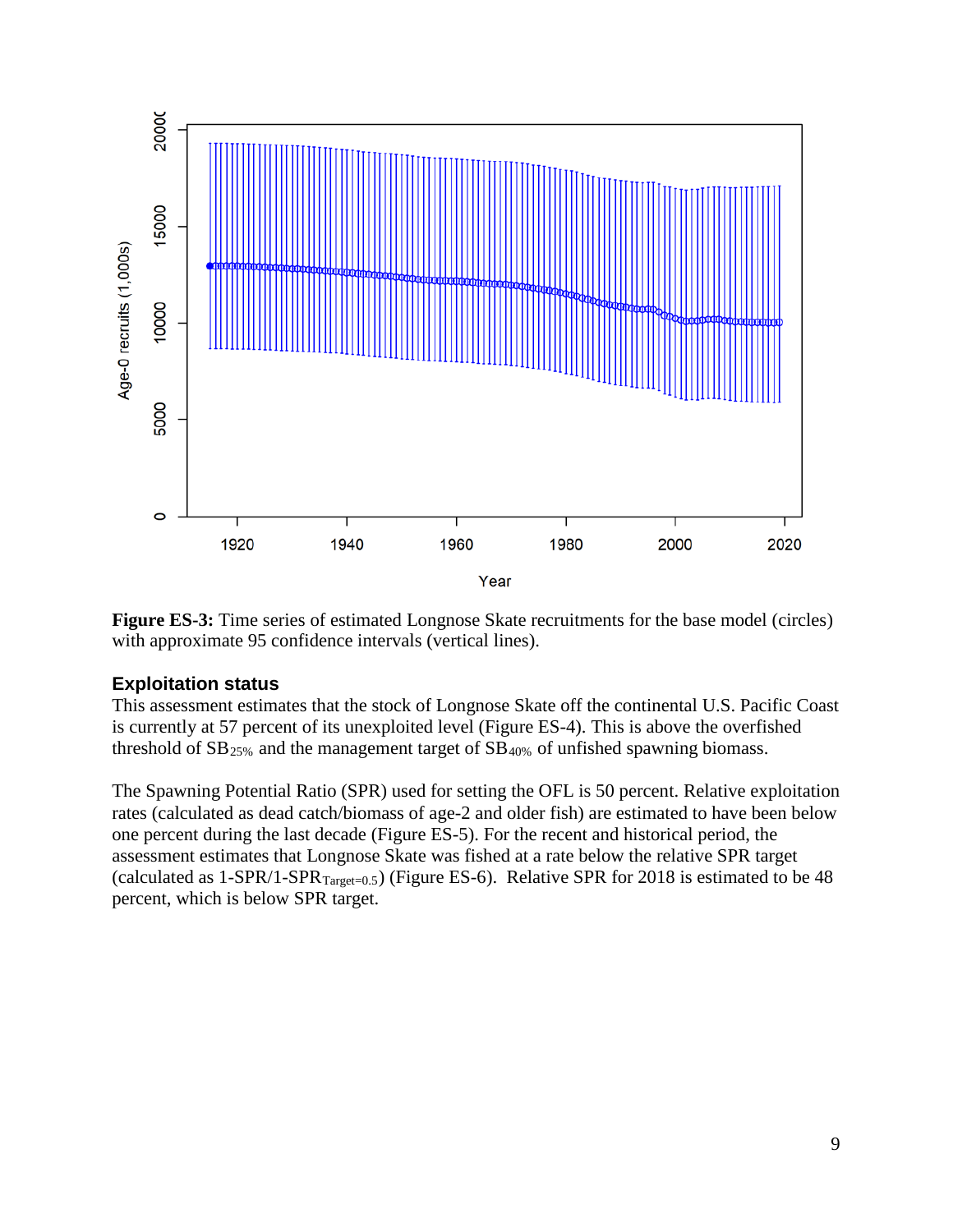**Figure ES-3:** Time series of estimated Longnose Skate recruitments for the base model (circles) with approximate 95 confidence intervals (vertical lines).

### Exploitation status

This assessment estimates that the stock of Longnose Skate off the continental U.S. Pacific Coast is currently at 57 percent of its unexploited level (Figure ES-4). This is above the overfished threshold of $SB_{25\%}$ and the management target of $SB_{40\%}$ of unfished spawning biomass.

The Spawning Potential Ratio (SPR) used for setting the OFL is 50 percent. Relative exploitation rates (calculated as dead catch/biomass of age-2 and older fish) are estimated to have been below one percent during the last decade (Figure ES-5). For the recent and historical period, the assessment estimates that Longnose Skate was fished at a rate below the relative SPR target (calculated as $1\text{-SPR}/1\text{-SPR}_{Target=0.5}$) (Figure ES-6). Relative SPR for 2018 is estimated to be 48 percent, which is below SPR target.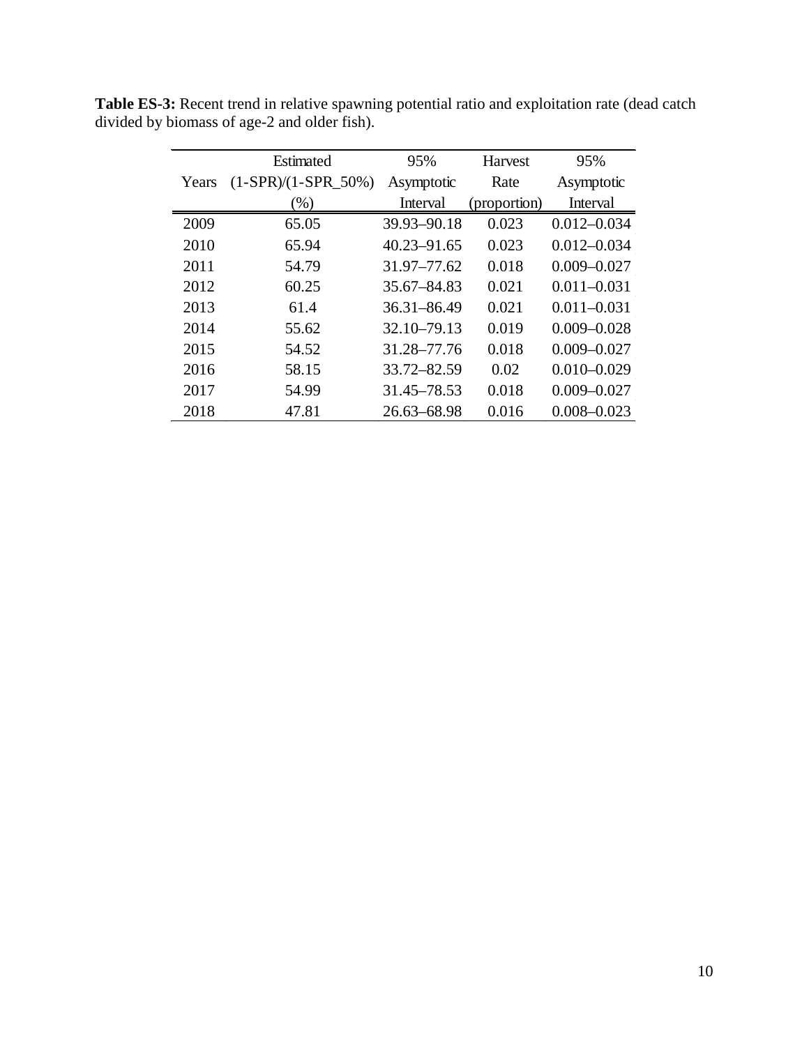**Table ES-3:** Recent trend in relative spawning potential ratio and exploitation rate (dead catch divided by biomass of age-2 and older fish).

| Years | Estimated (1-SPR)/(1-SPR_50%) (%) | 95% Asymptotic Interval | Harvest Rate (proportion) | 95% Asymptotic Interval |
|---|---|---|---|---|
| 2009 | 65.05 | 39.93–90.18 | 0.023 | 0.012–0.034 |
| 2010 | 65.94 | 40.23–91.65 | 0.023 | 0.012–0.034 |
| 2011 | 54.79 | 31.97–77.62 | 0.018 | 0.009–0.027 |
| 2012 | 60.25 | 35.67–84.83 | 0.021 | 0.011–0.031 |
| 2013 | 61.4 | 36.31–86.49 | 0.021 | 0.011–0.031 |
| 2014 | 55.62 | 32.10–79.13 | 0.019 | 0.009–0.028 |
| 2015 | 54.52 | 31.28–77.76 | 0.018 | 0.009–0.027 |
| 2016 | 58.15 | 33.72–82.59 | 0.02 | 0.010–0.029 |
| 2017 | 54.99 | 31.45–78.53 | 0.018 | 0.009–0.027 |
| 2018 | 47.81 | 26.63–68.98 | 0.016 | 0.008–0.023 |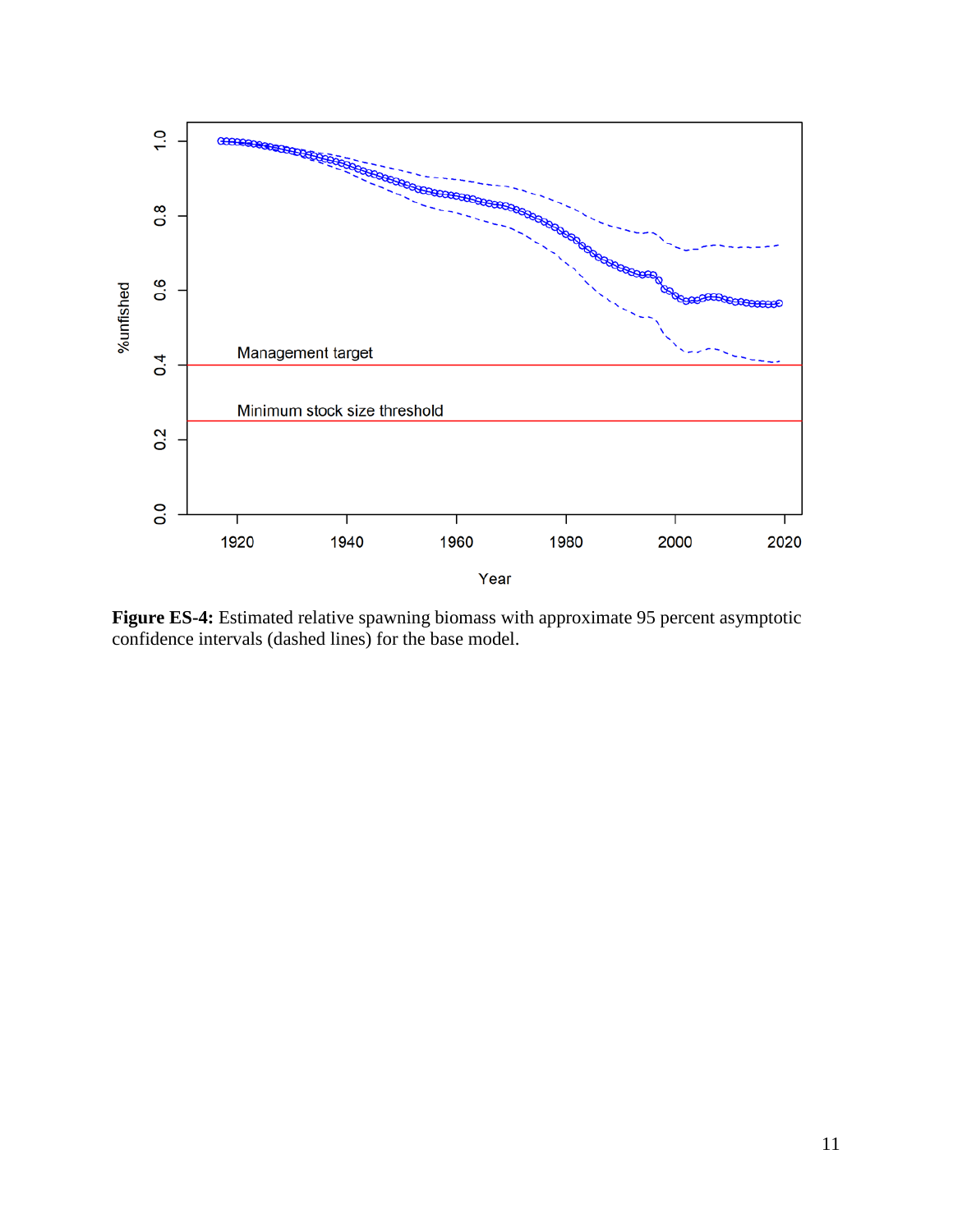**Figure ES-4:** Estimated relative spawning biomass with approximate 95 percent asymptotic confidence intervals (dashed lines) for the base model.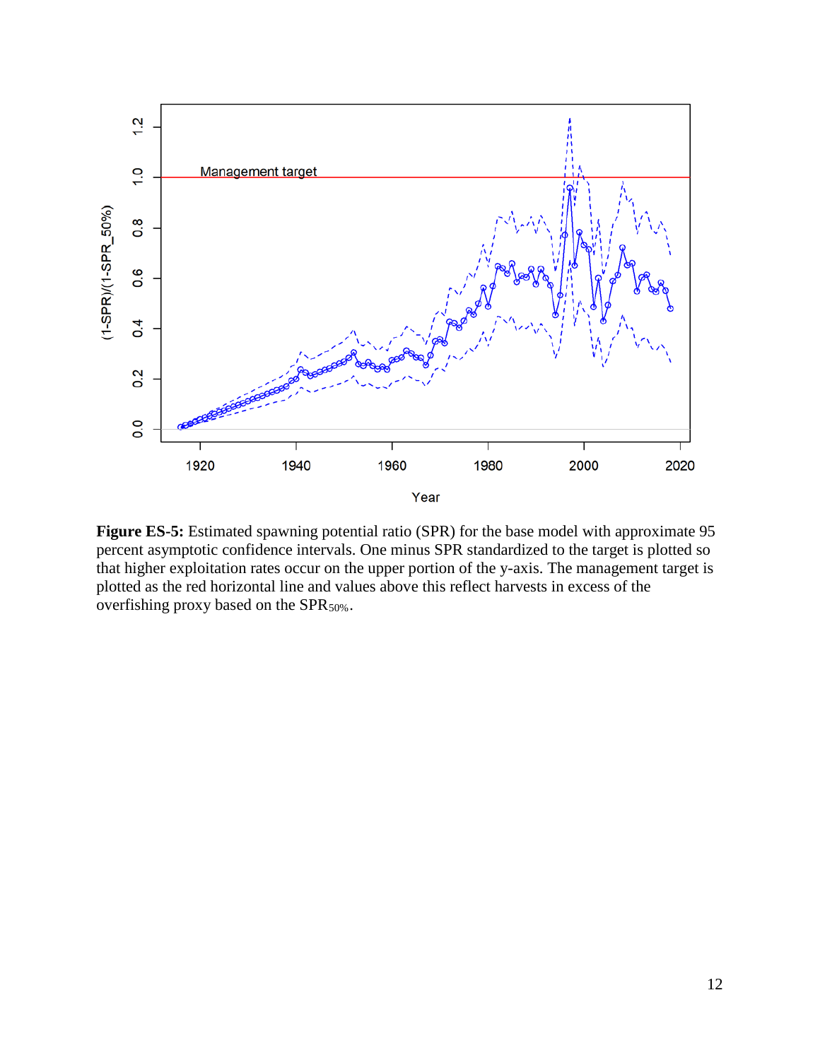**Figure ES-5:** Estimated spawning potential ratio (SPR) for the base model with approximate 95 percent asymptotic confidence intervals. One minus SPR standardized to the target is plotted so that higher exploitation rates occur on the upper portion of the y-axis. The management target is plotted as the red horizontal line and values above this reflect harvests in excess of the overfishing proxy based on the $SPR_{50\%}$.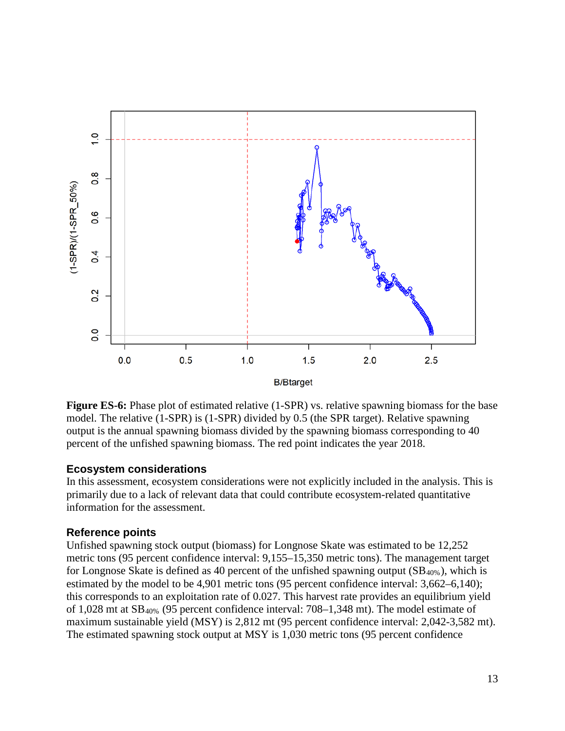**Figure ES-6:** Phase plot of estimated relative (1-SPR) vs. relative spawning biomass for the base model. The relative (1-SPR) is (1-SPR) divided by 0.5 (the SPR target). Relative spawning output is the annual spawning biomass divided by the spawning biomass corresponding to 40 percent of the unfished spawning biomass. The red point indicates the year 2018.

## Ecosystem considerations

In this assessment, ecosystem considerations were not explicitly included in the analysis. This is primarily due to a lack of relevant data that could contribute ecosystem-related quantitative information for the assessment.

## Reference points

Unfished spawning stock output (biomass) for Longnose Skate was estimated to be 12,252 metric tons (95 percent confidence interval: 9,155–15,350 metric tons). The management target for Longnose Skate is defined as 40 percent of the unfished spawning output ($SB_{40\%}$), which is estimated by the model to be 4,901 metric tons (95 percent confidence interval: 3,662–6,140); this corresponds to an exploitation rate of 0.027. This harvest rate provides an equilibrium yield of 1,028 mt at $SB_{40\%}$ (95 percent confidence interval: 708–1,348 mt). The model estimate of maximum sustainable yield (MSY) is 2,812 mt (95 percent confidence interval: 2,042-3,582 mt). The estimated spawning stock output at MSY is 1,030 metric tons (95 percent confidence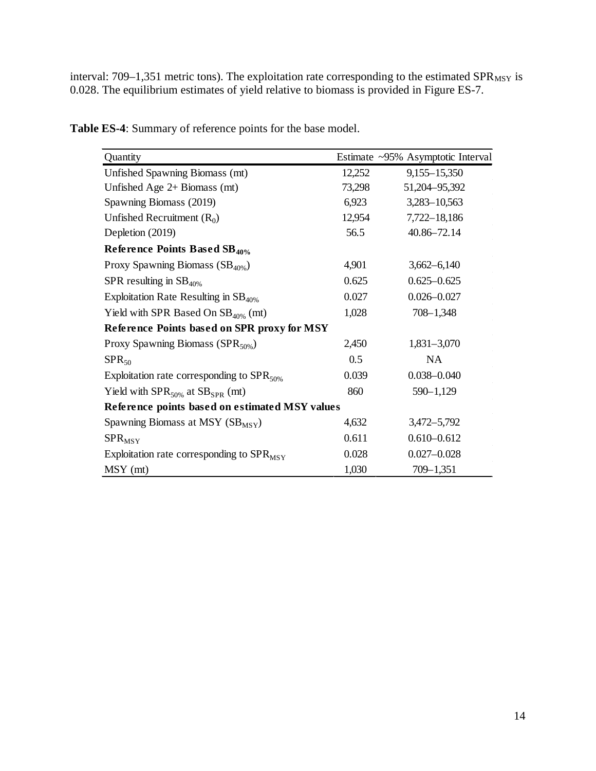interval: 709–1,351 metric tons). The exploitation rate corresponding to the estimated $SPR_{MSY}$ is 0.028. The equilibrium estimates of yield relative to biomass is provided in Figure ES-7.

**Table ES-4**: Summary of reference points for the base model.

| Quantity | Estimate | ~95% Asymptotic Interval |
|---|---|---|
| Unfished Spawning Biomass (mt) | 12,252 | 9,155–15,350 |
| Unfished Age 2+ Biomass (mt) | 73,298 | 51,204–95,392 |
| Spawning Biomass (2019) | 6,923 | 3,283–10,563 |
| Unfished Recruitment ($R_0$) | 12,954 | 7,722–18,186 |
| Depletion (2019) | 56.5 | 40.86–72.14 |
| **Reference Points Based $SB_{40\%}$** | | |
| Proxy Spawning Biomass ($SB_{40\%}$) | 4,901 | 3,662–6,140 |
| SPR resulting in $SB_{40\%}$ | 0.625 | 0.625–0.625 |
| Exploitation Rate Resulting in $SB_{40\%}$ | 0.027 | 0.026–0.027 |
| Yield with SPR Based On $SB_{40\%}$ (mt) | 1,028 | 708–1,348 |
| **Reference Points based on SPR proxy for MSY** | | |
| Proxy Spawning Biomass ($SPR_{50\%}$) | 2,450 | 1,831–3,070 |
| $SPR_{50}$ | 0.5 | NA |
| Exploitation rate corresponding to $SPR_{50\%}$ | 0.039 | 0.038–0.040 |
| Yield with $SPR_{50\%}$ at $SB_{SPR}$ (mt) | 860 | 590–1,129 |
| **Reference points based on estimated MSY values** | | |
| Spawning Biomass at MSY ($SB_{MSY}$) | 4,632 | 3,472–5,792 |
| $SPR_{MSY}$ | 0.611 | 0.610–0.612 |
| Exploitation rate corresponding to $SPR_{MSY}$ | 0.028 | 0.027–0.028 |
| MSY (mt) | 1,030 | 709–1,351 |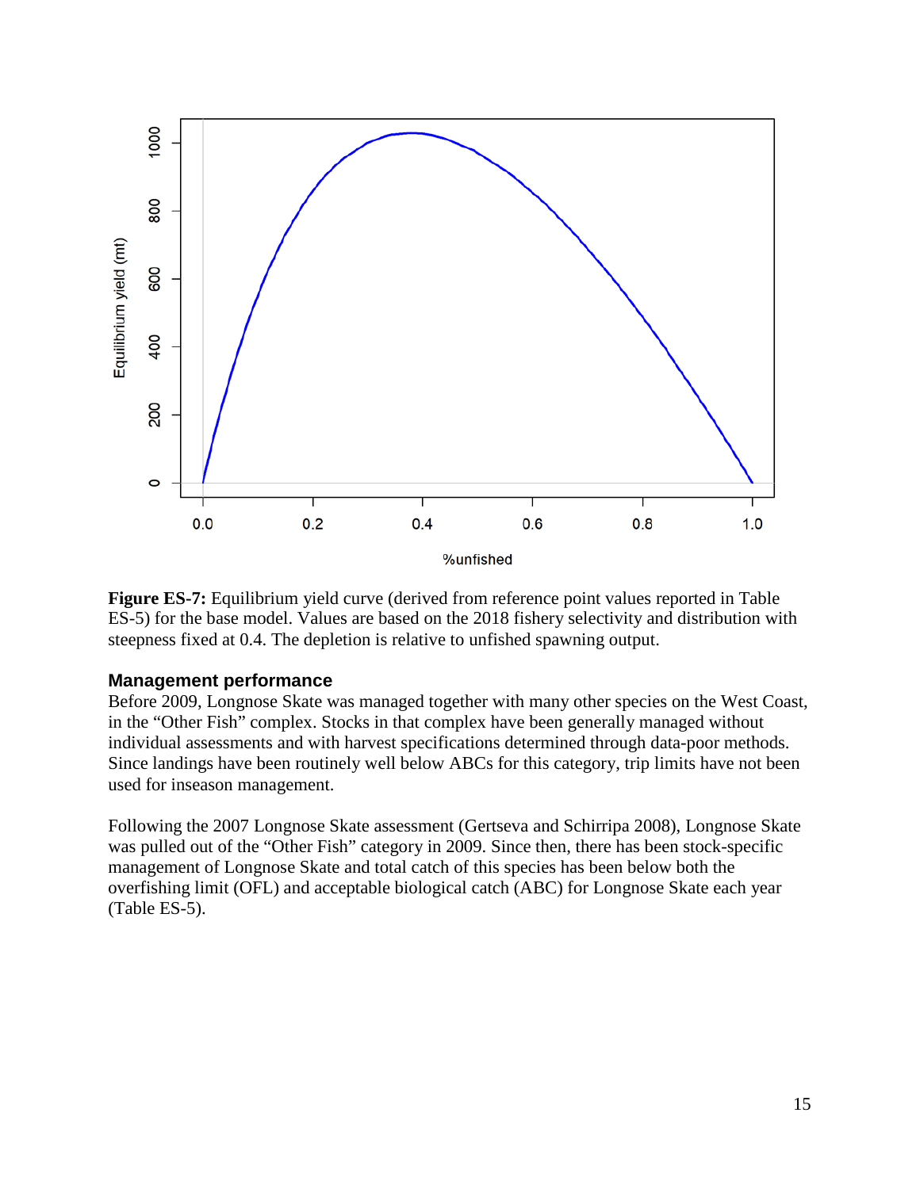**Figure ES-7:** Equilibrium yield curve (derived from reference point values reported in Table ES-5) for the base model. Values are based on the 2018 fishery selectivity and distribution with steepness fixed at 0.4. The depletion is relative to unfished spawning output.

### Management performance

Before 2009, Longnose Skate was managed together with many other species on the West Coast, in the "Other Fish" complex. Stocks in that complex have been generally managed without individual assessments and with harvest specifications determined through data-poor methods. Since landings have been routinely well below ABCs for this category, trip limits have not been used for inseason management.

Following the 2007 Longnose Skate assessment (Gertseva and Schirripa 2008), Longnose Skate was pulled out of the "Other Fish" category in 2009. Since then, there has been stock-specific management of Longnose Skate and total catch of this species has been below both the overfishing limit (OFL) and acceptable biological catch (ABC) for Longnose Skate each year (Table ES-5).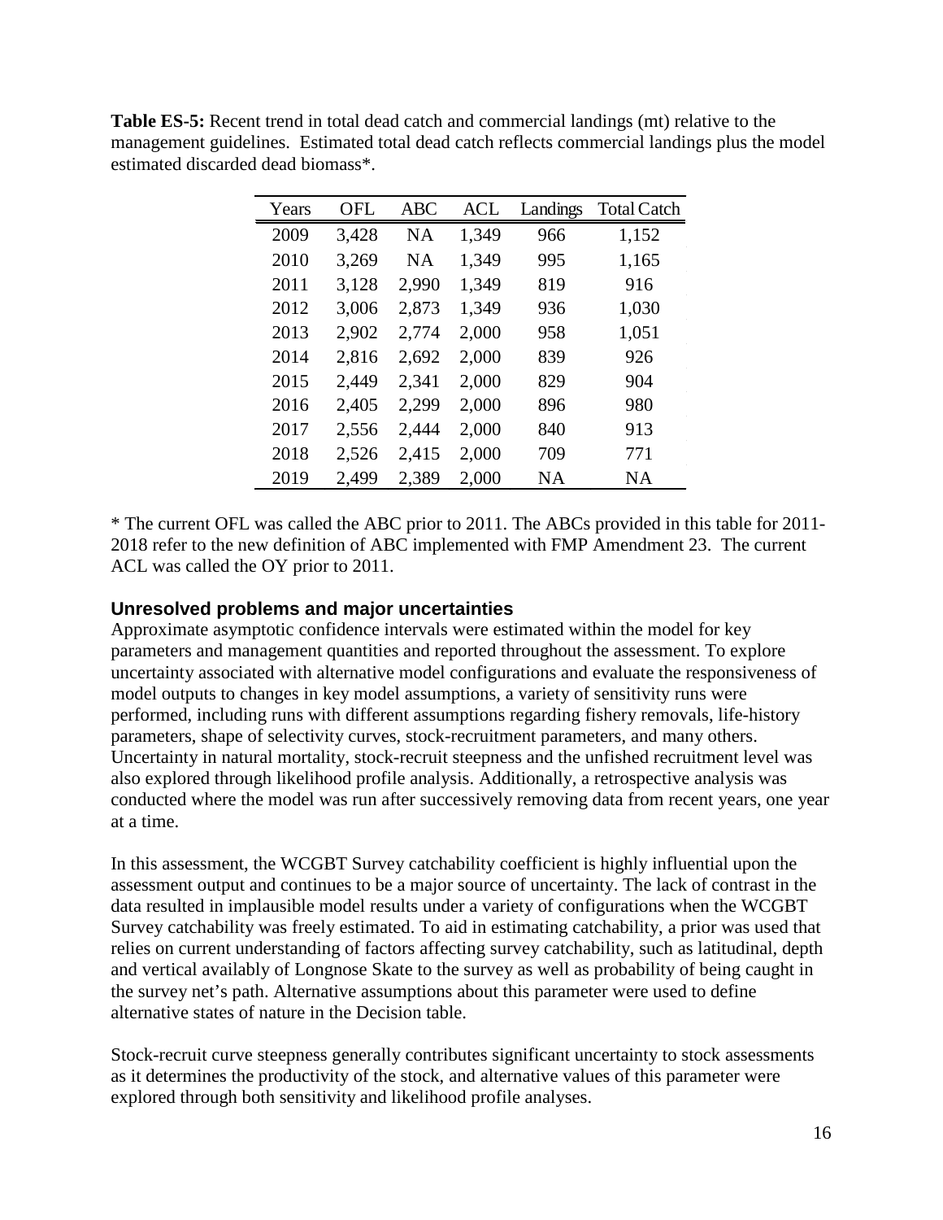**Table ES-5:** Recent trend in total dead catch and commercial landings (mt) relative to the management guidelines. Estimated total dead catch reflects commercial landings plus the model estimated discarded dead biomass*.

| Years | OFL | ABC | ACL | Landings | Total Catch |
|---|---|---|---|---|---|
| 2009 | 3,428 | NA | 1,349 | 966 | 1,152 |
| 2010 | 3,269 | NA | 1,349 | 995 | 1,165 |
| 2011 | 3,128 | 2,990 | 1,349 | 819 | 916 |
| 2012 | 3,006 | 2,873 | 1,349 | 936 | 1,030 |
| 2013 | 2,902 | 2,774 | 2,000 | 958 | 1,051 |
| 2014 | 2,816 | 2,692 | 2,000 | 839 | 926 |
| 2015 | 2,449 | 2,341 | 2,000 | 829 | 904 |
| 2016 | 2,405 | 2,299 | 2,000 | 896 | 980 |
| 2017 | 2,556 | 2,444 | 2,000 | 840 | 913 |
| 2018 | 2,526 | 2,415 | 2,000 | 709 | 771 |
| 2019 | 2,499 | 2,389 | 2,000 | NA | NA |

* The current OFL was called the ABC prior to 2011. The ABCs provided in this table for 2011-2018 refer to the new definition of ABC implemented with FMP Amendment 23. The current ACL was called the OY prior to 2011.

### Unresolved problems and major uncertainties

Approximate asymptotic confidence intervals were estimated within the model for key parameters and management quantities and reported throughout the assessment. To explore uncertainty associated with alternative model configurations and evaluate the responsiveness of model outputs to changes in key model assumptions, a variety of sensitivity runs were performed, including runs with different assumptions regarding fishery removals, life-history parameters, shape of selectivity curves, stock-recruitment parameters, and many others. Uncertainty in natural mortality, stock-recruit steepness and the unfished recruitment level was also explored through likelihood profile analysis. Additionally, a retrospective analysis was conducted where the model was run after successively removing data from recent years, one year at a time.

In this assessment, the WCGBT Survey catchability coefficient is highly influential upon the assessment output and continues to be a major source of uncertainty. The lack of contrast in the data resulted in implausible model results under a variety of configurations when the WCGBT Survey catchability was freely estimated. To aid in estimating catchability, a prior was used that relies on current understanding of factors affecting survey catchability, such as latitudinal, depth and vertical availably of Longnose Skate to the survey as well as probability of being caught in the survey net's path. Alternative assumptions about this parameter were used to define alternative states of nature in the Decision table.

Stock-recruit curve steepness generally contributes significant uncertainty to stock assessments as it determines the productivity of the stock, and alternative values of this parameter were explored through both sensitivity and likelihood profile analyses.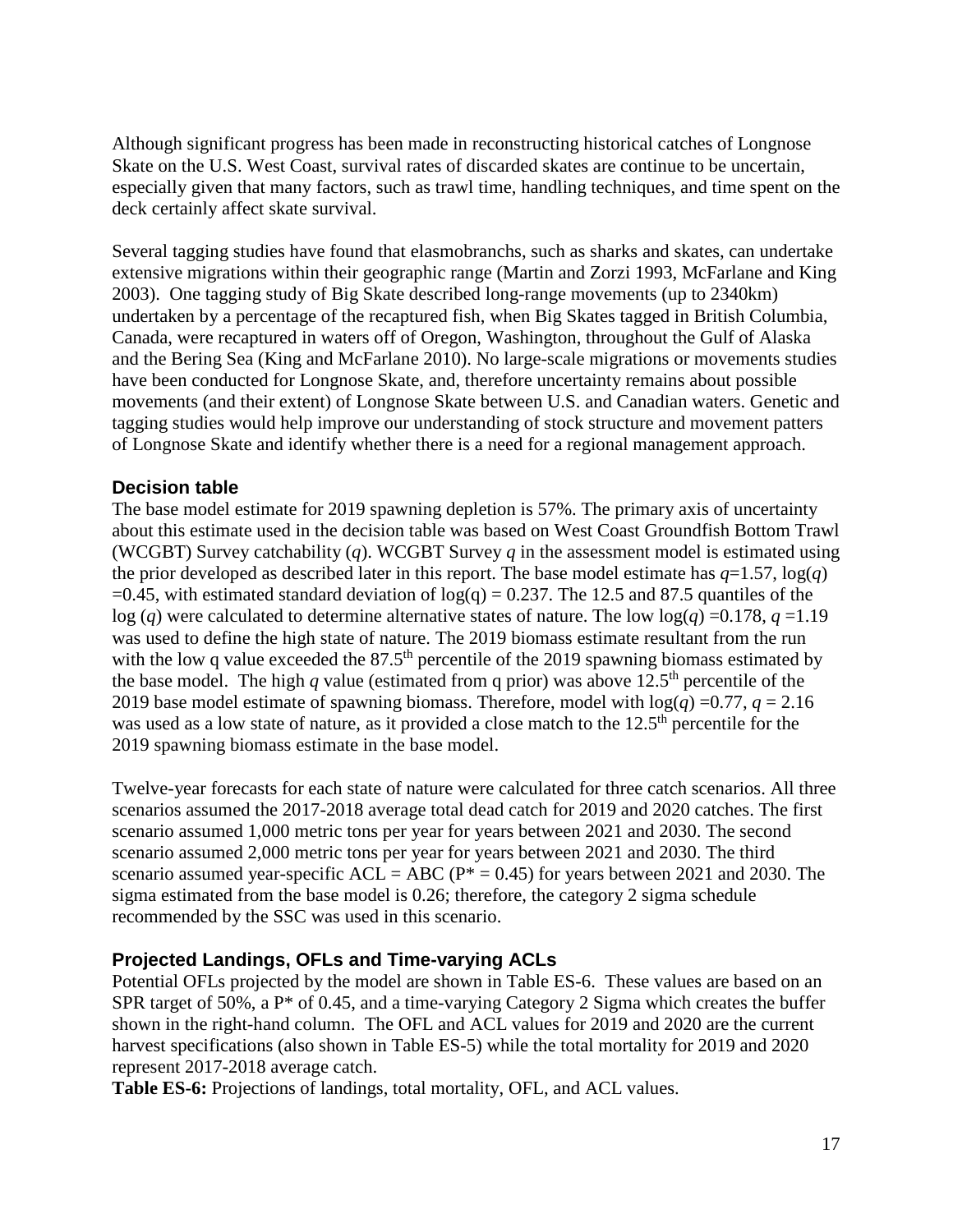Although significant progress has been made in reconstructing historical catches of Longnose Skate on the U.S. West Coast, survival rates of discarded skates are continue to be uncertain, especially given that many factors, such as trawl time, handling techniques, and time spent on the deck certainly affect skate survival.

Several tagging studies have found that elasmobranchs, such as sharks and skates, can undertake extensive migrations within their geographic range (Martin and Zorzi 1993, McFarlane and King 2003). One tagging study of Big Skate described long-range movements (up to 2340km) undertaken by a percentage of the recaptured fish, when Big Skates tagged in British Columbia, Canada, were recaptured in waters off of Oregon, Washington, throughout the Gulf of Alaska and the Bering Sea (King and McFarlane 2010). No large-scale migrations or movements studies have been conducted for Longnose Skate, and, therefore uncertainty remains about possible movements (and their extent) of Longnose Skate between U.S. and Canadian waters. Genetic and tagging studies would help improve our understanding of stock structure and movement patters of Longnose Skate and identify whether there is a need for a regional management approach.

### Decision table

The base model estimate for 2019 spawning depletion is 57%. The primary axis of uncertainty about this estimate used in the decision table was based on West Coast Groundfish Bottom Trawl (WCGBT) Survey catchability ($q$). WCGBT Survey $q$ in the assessment model is estimated using the prior developed as described later in this report. The base model estimate has $q$=1.57, $\log(q)$ =0.45, with estimated standard deviation of $\log(q)$ = 0.237. The 12.5 and 87.5 quantiles of the $\log(q)$ were calculated to determine alternative states of nature. The low $\log(q)$ =0.178, $q$ =1.19 was used to define the high state of nature. The 2019 biomass estimate resultant from the run with the low q value exceeded the 87.5th percentile of the 2019 spawning biomass estimated by the base model. The high $q$ value (estimated from q prior) was above 12.5th percentile of the 2019 base model estimate of spawning biomass. Therefore, model with $\log(q)$ =0.77, $q$ = 2.16 was used as a low state of nature, as it provided a close match to the 12.5th percentile for the 2019 spawning biomass estimate in the base model.

Twelve-year forecasts for each state of nature were calculated for three catch scenarios. All three scenarios assumed the 2017-2018 average total dead catch for 2019 and 2020 catches. The first scenario assumed 1,000 metric tons per year for years between 2021 and 2030. The second scenario assumed 2,000 metric tons per year for years between 2021 and 2030. The third scenario assumed year-specific ACL = ABC ($P^*$ = 0.45) for years between 2021 and 2030. The sigma estimated from the base model is 0.26; therefore, the category 2 sigma schedule recommended by the SSC was used in this scenario.

### Projected Landings, OFLs and Time-varying ACLs

Potential OFLs projected by the model are shown in Table ES-6. These values are based on an SPR target of 50%, a $P^*$ of 0.45, and a time-varying Category 2 Sigma which creates the buffer shown in the right-hand column. The OFL and ACL values for 2019 and 2020 are the current harvest specifications (also shown in Table ES-5) while the total mortality for 2019 and 2020 represent 2017-2018 average catch.

**Table ES-6:** Projections of landings, total mortality, OFL, and ACL values.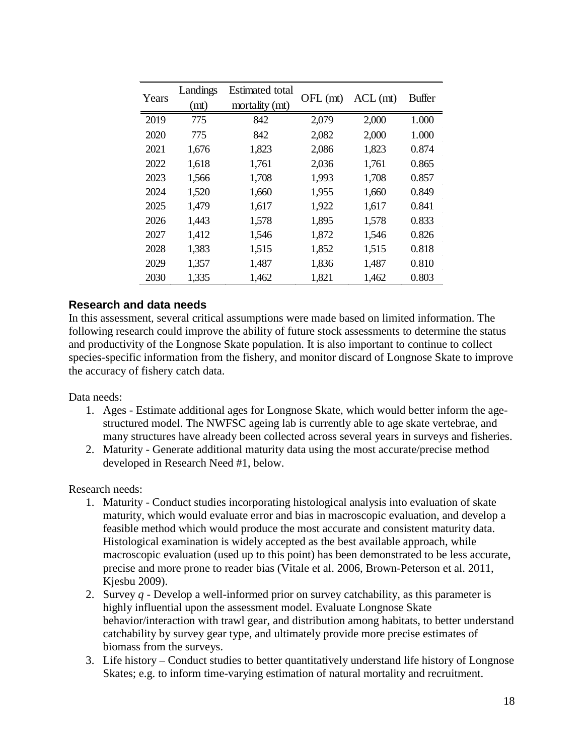| Years | Landings (mt) | Estimated total mortality (mt) | OFL (mt) | ACL (mt) | Buffer |
|---|---|---|---|---|---|
| 2019 | 775 | 842 | 2,079 | 2,000 | 1.000 |
| 2020 | 775 | 842 | 2,082 | 2,000 | 1.000 |
| 2021 | 1,676 | 1,823 | 2,086 | 1,823 | 0.874 |
| 2022 | 1,618 | 1,761 | 2,036 | 1,761 | 0.865 |
| 2023 | 1,566 | 1,708 | 1,993 | 1,708 | 0.857 |
| 2024 | 1,520 | 1,660 | 1,955 | 1,660 | 0.849 |
| 2025 | 1,479 | 1,617 | 1,922 | 1,617 | 0.841 |
| 2026 | 1,443 | 1,578 | 1,895 | 1,578 | 0.833 |
| 2027 | 1,412 | 1,546 | 1,872 | 1,546 | 0.826 |
| 2028 | 1,383 | 1,515 | 1,852 | 1,515 | 0.818 |
| 2029 | 1,357 | 1,487 | 1,836 | 1,487 | 0.810 |
| 2030 | 1,335 | 1,462 | 1,821 | 1,462 | 0.803 |

### Research and data needs

In this assessment, several critical assumptions were made based on limited information. The following research could improve the ability of future stock assessments to determine the status and productivity of the Longnose Skate population. It is also important to continue to collect species-specific information from the fishery, and monitor discard of Longnose Skate to improve the accuracy of fishery catch data.

Data needs:

1. Ages - Estimate additional ages for Longnose Skate, which would better inform the age-structured model. The NWFSC ageing lab is currently able to age skate vertebrae, and many structures have already been collected across several years in surveys and fisheries.
2. Maturity - Generate additional maturity data using the most accurate/precise method developed in Research Need #1, below.

Research needs:

1. Maturity - Conduct studies incorporating histological analysis into evaluation of skate maturity, which would evaluate error and bias in macroscopic evaluation, and develop a feasible method which would produce the most accurate and consistent maturity data. Histological examination is widely accepted as the best available approach, while macroscopic evaluation (used up to this point) has been demonstrated to be less accurate, precise and more prone to reader bias (Vitale et al. 2006, Brown-Peterson et al. 2011, Kjesbu 2009).
2. Survey $q$ - Develop a well-informed prior on survey catchability, as this parameter is highly influential upon the assessment model. Evaluate Longnose Skate behavior/interaction with trawl gear, and distribution among habitats, to better understand catchability by survey gear type, and ultimately provide more precise estimates of biomass from the surveys.
3. Life history – Conduct studies to better quantitatively understand life history of Longnose Skates; e.g. to inform time-varying estimation of natural mortality and recruitment.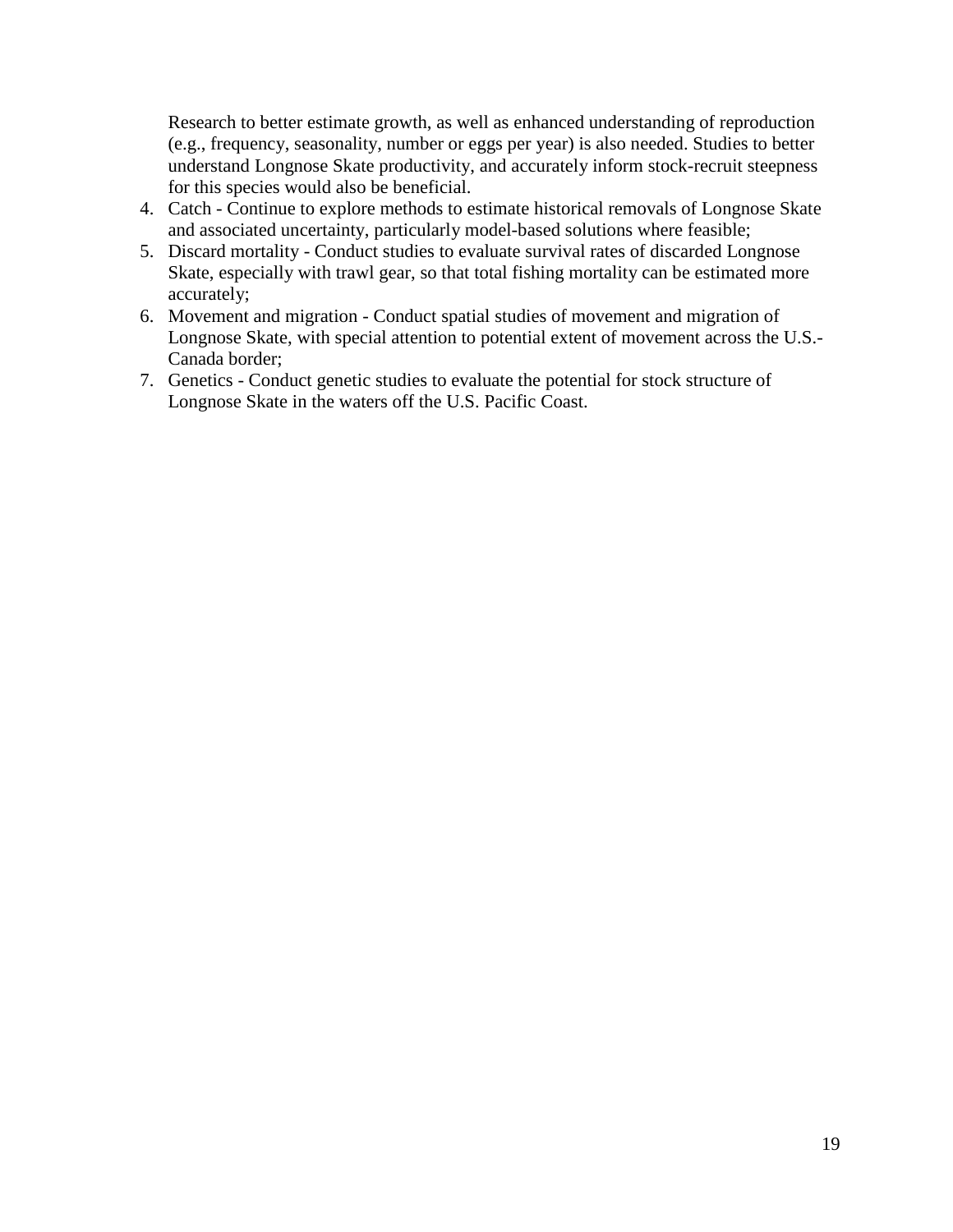Research to better estimate growth, as well as enhanced understanding of reproduction (e.g., frequency, seasonality, number or eggs per year) is also needed. Studies to better understand Longnose Skate productivity, and accurately inform stock-recruit steepness for this species would also be beneficial.

4. Catch - Continue to explore methods to estimate historical removals of Longnose Skate and associated uncertainty, particularly model-based solutions where feasible;
5. Discard mortality - Conduct studies to evaluate survival rates of discarded Longnose Skate, especially with trawl gear, so that total fishing mortality can be estimated more accurately;
6. Movement and migration - Conduct spatial studies of movement and migration of Longnose Skate, with special attention to potential extent of movement across the U.S.-Canada border;
7. Genetics - Conduct genetic studies to evaluate the potential for stock structure of Longnose Skate in the waters off the U.S. Pacific Coast.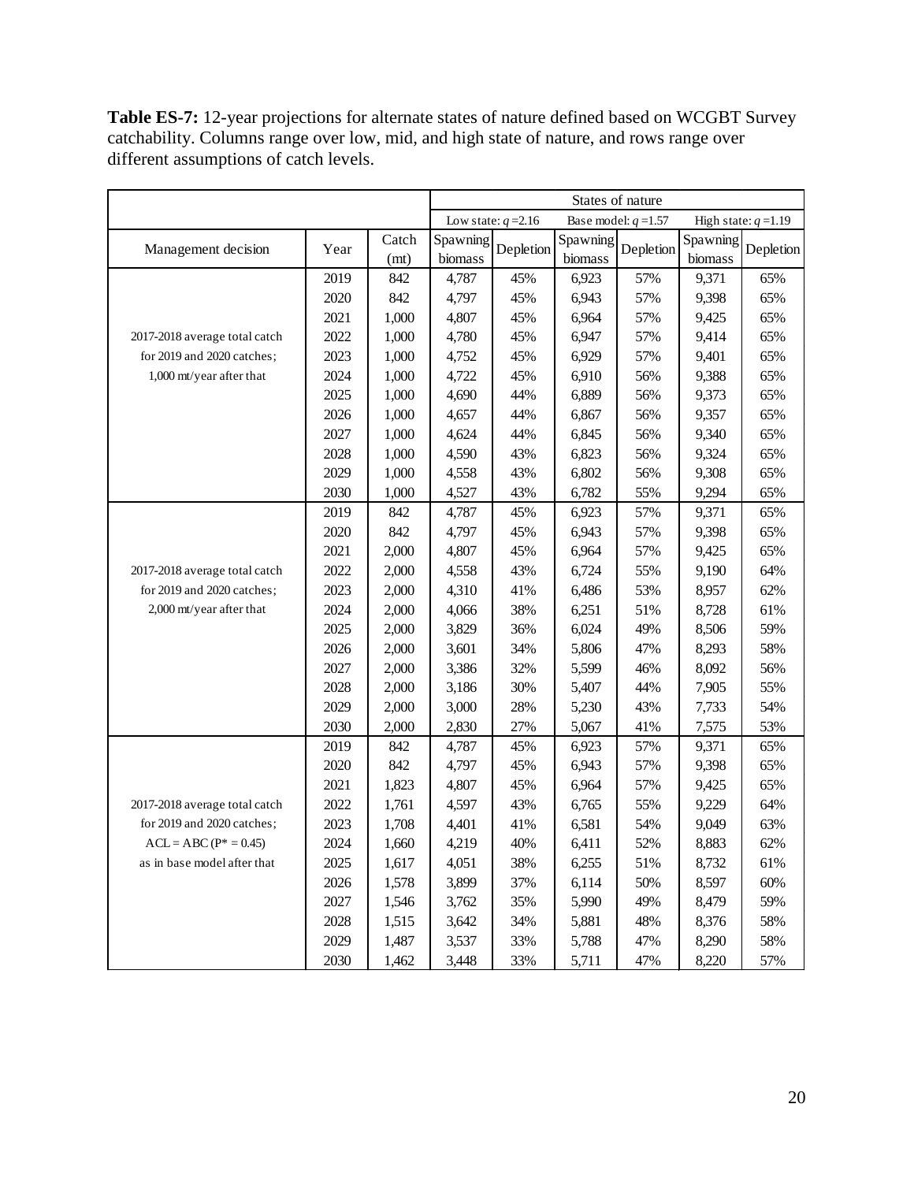**Table ES-7:** 12-year projections for alternate states of nature defined based on WCGBT Survey catchability. Columns range over low, mid, and high state of nature, and rows range over different assumptions of catch levels.

| | | | States of nature | | | | | |
|---|---|---|---|---|---|---|---|---|
| | | | Low state: $q$ =2.16 | | Base model: $q$ =1.57 | | High state: $q$ =1.19 | |
| Management decision | Year | Catch (mt) | Spawning biomass | Depletion | Spawning biomass | Depletion | Spawning biomass | Depletion |
| 2017-2018 average total catch for 2019 and 2020 catches; 1,000 mt/year after that | 2019 | 842 | 4,787 | 45% | 6,923 | 57% | 9,371 | 65% |
| | 2020 | 842 | 4,797 | 45% | 6,943 | 57% | 9,398 | 65% |
| | 2021 | 1,000 | 4,807 | 45% | 6,964 | 57% | 9,425 | 65% |
| | 2022 | 1,000 | 4,780 | 45% | 6,947 | 57% | 9,414 | 65% |
| | 2023 | 1,000 | 4,752 | 45% | 6,929 | 57% | 9,401 | 65% |
| | 2024 | 1,000 | 4,722 | 45% | 6,910 | 56% | 9,388 | 65% |
| | 2025 | 1,000 | 4,690 | 44% | 6,889 | 56% | 9,373 | 65% |
| | 2026 | 1,000 | 4,657 | 44% | 6,867 | 56% | 9,357 | 65% |
| | 2027 | 1,000 | 4,624 | 44% | 6,845 | 56% | 9,340 | 65% |
| | 2028 | 1,000 | 4,590 | 43% | 6,823 | 56% | 9,324 | 65% |
| | 2029 | 1,000 | 4,558 | 43% | 6,802 | 56% | 9,308 | 65% |
| | 2030 | 1,000 | 4,527 | 43% | 6,782 | 55% | 9,294 | 65% |
| 2017-2018 average total catch for 2019 and 2020 catches; 2,000 mt/year after that | 2019 | 842 | 4,787 | 45% | 6,923 | 57% | 9,371 | 65% |
| | 2020 | 842 | 4,797 | 45% | 6,943 | 57% | 9,398 | 65% |
| | 2021 | 2,000 | 4,807 | 45% | 6,964 | 57% | 9,425 | 65% |
| | 2022 | 2,000 | 4,558 | 43% | 6,724 | 55% | 9,190 | 64% |
| | 2023 | 2,000 | 4,310 | 41% | 6,486 | 53% | 8,957 | 62% |
| | 2024 | 2,000 | 4,066 | 38% | 6,251 | 51% | 8,728 | 61% |
| | 2025 | 2,000 | 3,829 | 36% | 6,024 | 49% | 8,506 | 59% |
| | 2026 | 2,000 | 3,601 | 34% | 5,806 | 47% | 8,293 | 58% |
| | 2027 | 2,000 | 3,386 | 32% | 5,599 | 46% | 8,092 | 56% |
| | 2028 | 2,000 | 3,186 | 30% | 5,407 | 44% | 7,905 | 55% |
| | 2029 | 2,000 | 3,000 | 28% | 5,230 | 43% | 7,733 | 54% |
| | 2030 | 2,000 | 2,830 | 27% | 5,067 | 41% | 7,575 | 53% |
| 2017-2018 average total catch for 2019 and 2020 catches; ACL = ABC (P* = 0.45) as in base model after that | 2019 | 842 | 4,787 | 45% | 6,923 | 57% | 9,371 | 65% |
| | 2020 | 842 | 4,797 | 45% | 6,943 | 57% | 9,398 | 65% |
| | 2021 | 1,823 | 4,807 | 45% | 6,964 | 57% | 9,425 | 65% |
| | 2022 | 1,761 | 4,597 | 43% | 6,765 | 55% | 9,229 | 64% |
| | 2023 | 1,708 | 4,401 | 41% | 6,581 | 54% | 9,049 | 63% |
| | 2024 | 1,660 | 4,219 | 40% | 6,411 | 52% | 8,883 | 62% |
| | 2025 | 1,617 | 4,051 | 38% | 6,255 | 51% | 8,732 | 61% |
| | 2026 | 1,578 | 3,899 | 37% | 6,114 | 50% | 8,597 | 60% |
| | 2027 | 1,546 | 3,762 | 35% | 5,990 | 49% | 8,479 | 59% |
| | 2028 | 1,515 | 3,642 | 34% | 5,881 | 48% | 8,376 | 58% |
| | 2029 | 1,487 | 3,537 | 33% | 5,788 | 47% | 8,290 | 58% |
| | 2030 | 1,462 | 3,448 | 33% | 5,711 | 47% | 8,220 | 57% |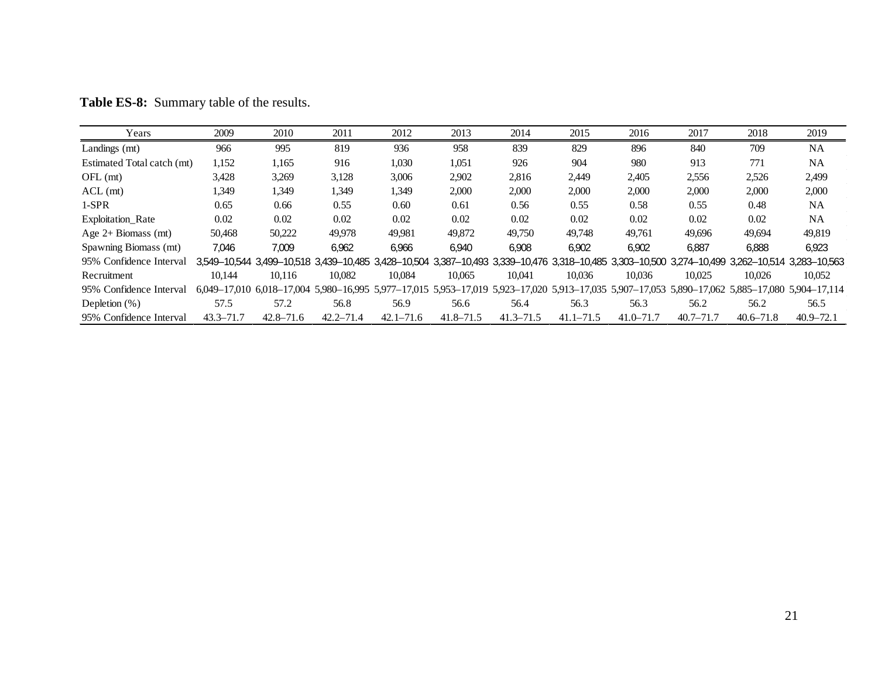**Table ES-8:** Summary table of the results.

| Years | 2009 | 2010 | 2011 | 2012 | 2013 | 2014 | 2015 | 2016 | 2017 | 2018 | 2019 |
|---|---|---|---|---|---|---|---|---|---|---|---|
| Landings (mt) | 966 | 995 | 819 | 936 | 958 | 839 | 829 | 896 | 840 | 709 | NA |
| Estimated Total catch (mt) | 1,152 | 1,165 | 916 | 1,030 | 1,051 | 926 | 904 | 980 | 913 | 771 | NA |
| OFL (mt) | 3,428 | 3,269 | 3,128 | 3,006 | 2,902 | 2,816 | 2,449 | 2,405 | 2,556 | 2,526 | 2,499 |
| ACL (mt) | 1,349 | 1,349 | 1,349 | 1,349 | 2,000 | 2,000 | 2,000 | 2,000 | 2,000 | 2,000 | 2,000 |
| 1-SPR | 0.65 | 0.66 | 0.55 | 0.60 | 0.61 | 0.56 | 0.55 | 0.58 | 0.55 | 0.48 | NA |
| Exploitation_Rate | 0.02 | 0.02 | 0.02 | 0.02 | 0.02 | 0.02 | 0.02 | 0.02 | 0.02 | 0.02 | NA |
| Age 2+ Biomass (mt) | 50,468 | 50,222 | 49,978 | 49,981 | 49,872 | 49,750 | 49,748 | 49,761 | 49,696 | 49,694 | 49,819 |
| Spawning Biomass (mt) | 7,046 | 7,009 | 6,962 | 6,966 | 6,940 | 6,908 | 6,902 | 6,902 | 6,887 | 6,888 | 6,923 |
| 95% Confidence Interval | 3,549–10,544 | 3,499–10,518 | 3,439–10,485 | 3,428–10,504 | 3,387–10,493 | 3,339–10,476 | 3,318–10,485 | 3,303–10,500 | 3,274–10,499 | 3,262–10,514 | 3,283–10,563 |
| Recruitment | 10,144 | 10,116 | 10,082 | 10,084 | 10,065 | 10,041 | 10,036 | 10,036 | 10,025 | 10,026 | 10,052 |
| 95% Confidence Interval | 6,049–17,010 | 6,018–17,004 | 5,980–16,995 | 5,977–17,015 | 5,953–17,019 | 5,923–17,020 | 5,913–17,035 | 5,907–17,053 | 5,890–17,062 | 5,885–17,080 | 5,904–17,114 |
| Depletion (%) | 57.5 | 57.2 | 56.8 | 56.9 | 56.6 | 56.4 | 56.3 | 56.3 | 56.2 | 56.2 | 56.5 |
| 95% Confidence Interval | 43.3–71.7 | 42.8–71.6 | 42.2–71.4 | 42.1–71.6 | 41.8–71.5 | 41.3–71.5 | 41.1–71.5 | 41.0–71.7 | 40.7–71.7 | 40.6–71.8 | 40.9–72.1 |